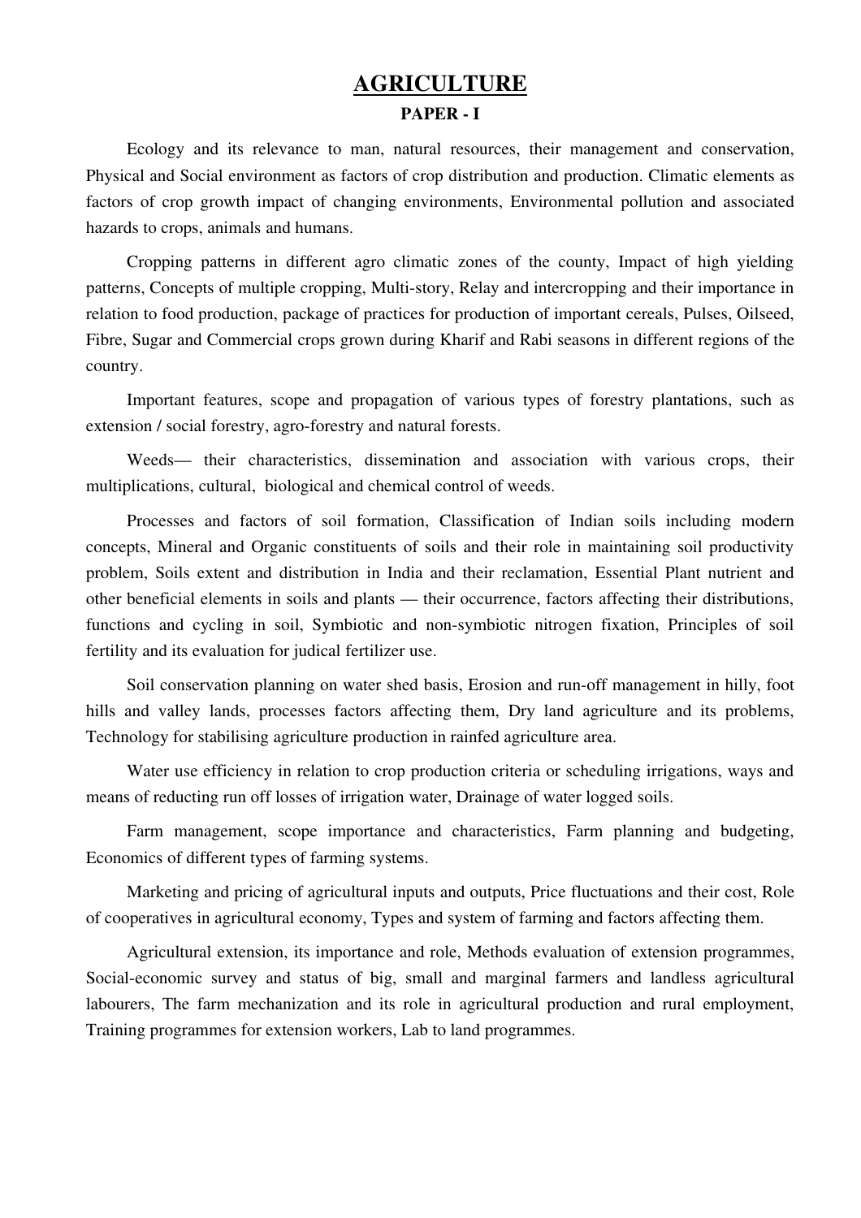# AGRICULTURE

## PAPER - I

Ecology and its relevance to man, natural resources, their management and conservation, Physical and Social environment as factors of crop distribution and production. Climatic elements as factors of crop growth impact of changing environments, Environmental pollution and associated hazards to crops, animals and humans.

Cropping patterns in different agro climatic zones of the county, Impact of high yielding patterns, Concepts of multiple cropping, Multi-story, Relay and intercropping and their importance in relation to food production, package of practices for production of important cereals, Pulses, Oilseed, Fibre, Sugar and Commercial crops grown during Kharif and Rabi seasons in different regions of the country.

Important features, scope and propagation of various types of forestry plantations, such as extension / social forestry, agro-forestry and natural forests.

Weeds— their characteristics, dissemination and association with various crops, their multiplications, cultural, biological and chemical control of weeds.

Processes and factors of soil formation, Classification of Indian soils including modern concepts, Mineral and Organic constituents of soils and their role in maintaining soil productivity problem, Soils extent and distribution in India and their reclamation, Essential Plant nutrient and other beneficial elements in soils and plants — their occurrence, factors affecting their distributions, functions and cycling in soil, Symbiotic and non-symbiotic nitrogen fixation, Principles of soil fertility and its evaluation for judical fertilizer use.

Soil conservation planning on water shed basis, Erosion and run-off management in hilly, foot hills and valley lands, processes factors affecting them, Dry land agriculture and its problems, Technology for stabilising agriculture production in rainfed agriculture area.

Water use efficiency in relation to crop production criteria or scheduling irrigations, ways and means of reducting run off losses of irrigation water, Drainage of water logged soils.

Farm management, scope importance and characteristics, Farm planning and budgeting, Economics of different types of farming systems.

Marketing and pricing of agricultural inputs and outputs, Price fluctuations and their cost, Role of cooperatives in agricultural economy, Types and system of farming and factors affecting them.

Agricultural extension, its importance and role, Methods evaluation of extension programmes, Social-economic survey and status of big, small and marginal farmers and landless agricultural labourers, The farm mechanization and its role in agricultural production and rural employment, Training programmes for extension workers, Lab to land programmes.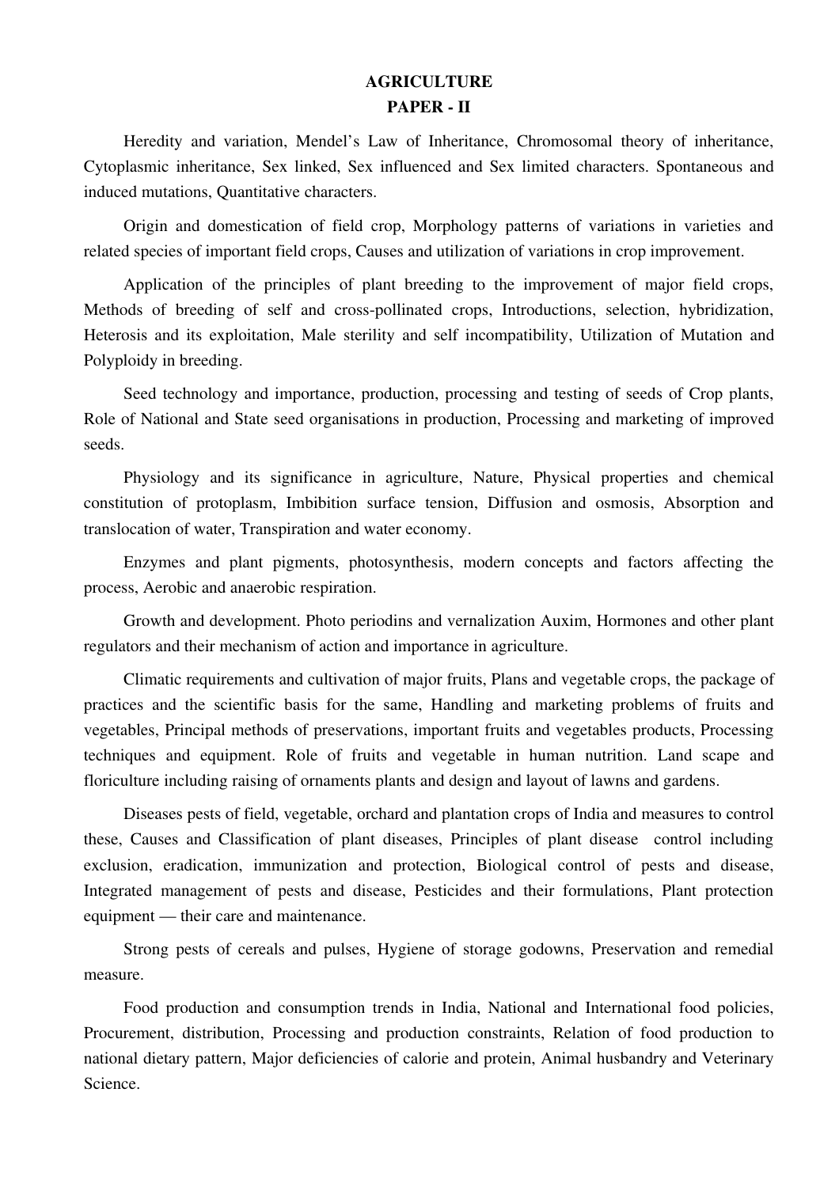# AGRICULTURE
## PAPER - II

Heredity and variation, Mendel's Law of Inheritance, Chromosomal theory of inheritance, Cytoplasmic inheritance, Sex linked, Sex influenced and Sex limited characters. Spontaneous and induced mutations, Quantitative characters.

Origin and domestication of field crop, Morphology patterns of variations in varieties and related species of important field crops, Causes and utilization of variations in crop improvement.

Application of the principles of plant breeding to the improvement of major field crops, Methods of breeding of self and cross-pollinated crops, Introductions, selection, hybridization, Heterosis and its exploitation, Male sterility and self incompatibility, Utilization of Mutation and Polyploidy in breeding.

Seed technology and importance, production, processing and testing of seeds of Crop plants, Role of National and State seed organisations in production, Processing and marketing of improved seeds.

Physiology and its significance in agriculture, Nature, Physical properties and chemical constitution of protoplasm, Imbibition surface tension, Diffusion and osmosis, Absorption and translocation of water, Transpiration and water economy.

Enzymes and plant pigments, photosynthesis, modern concepts and factors affecting the process, Aerobic and anaerobic respiration.

Growth and development. Photo periodins and vernalization Auxim, Hormones and other plant regulators and their mechanism of action and importance in agriculture.

Climatic requirements and cultivation of major fruits, Plans and vegetable crops, the package of practices and the scientific basis for the same, Handling and marketing problems of fruits and vegetables, Principal methods of preservations, important fruits and vegetables products, Processing techniques and equipment. Role of fruits and vegetable in human nutrition. Land scape and floriculture including raising of ornaments plants and design and layout of lawns and gardens.

Diseases pests of field, vegetable, orchard and plantation crops of India and measures to control these, Causes and Classification of plant diseases, Principles of plant disease control including exclusion, eradication, immunization and protection, Biological control of pests and disease, Integrated management of pests and disease, Pesticides and their formulations, Plant protection equipment — their care and maintenance.

Strong pests of cereals and pulses, Hygiene of storage godowns, Preservation and remedial measure.

Food production and consumption trends in India, National and International food policies, Procurement, distribution, Processing and production constraints, Relation of food production to national dietary pattern, Major deficiencies of calorie and protein, Animal husbandry and Veterinary Science.